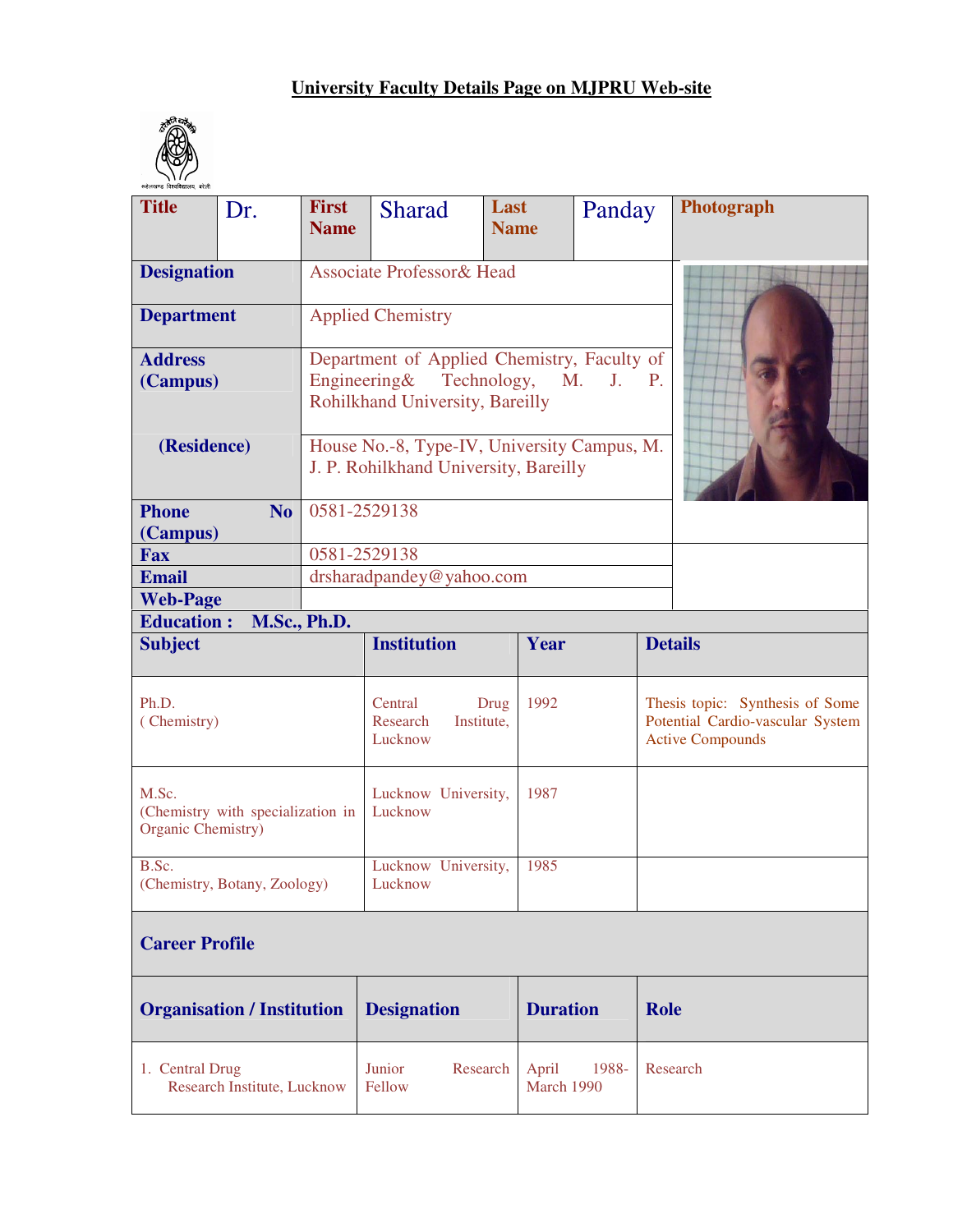# University Faculty Details Page on MJPRU Web-site

| Title | Dr. | First Name | Sharad | Last Name | Panday | Photograph |
|---|---|---|---|---|---|---|
| **Designation** | Associate Professor& Head | | | | | |
| **Department** | Applied Chemistry | | | | | |
| **Address (Campus)** | Department of Applied Chemistry, Faculty of Engineering& Technology, M. J. P. Rohilkhand University, Bareilly | | | | | |
| **(Residence)** | House No.-8, Type-IV, University Campus, M. J. P. Rohilkhand University, Bareilly | | | | | |
| **Phone No (Campus)** | 0581-2529138 | | | | | |
| **Fax** | 0581-2529138 | | | | | |
| **Email** | drsharadpandey@yahoo.com | | | | | |
| **Web-Page** | | | | | | |

**Education : M.Sc., Ph.D.**

| Subject | Institution | Year | Details |
|---|---|---|---|
| Ph.D. ( Chemistry) | Central Drug Research Institute, Lucknow | 1992 | Thesis topic: Synthesis of Some Potential Cardio-vascular System Active Compounds |
| M.Sc. (Chemistry with specialization in Organic Chemistry) | Lucknow University, Lucknow | 1987 | |
| B.Sc. (Chemistry, Botany, Zoology) | Lucknow University, Lucknow | 1985 | |

## Career Profile

| Organisation / Institution | Designation | Duration | Role |
|---|---|---|---|
| 1. Central Drug Research Institute, Lucknow | Junior Research Fellow | April 1988- March 1990 | Research |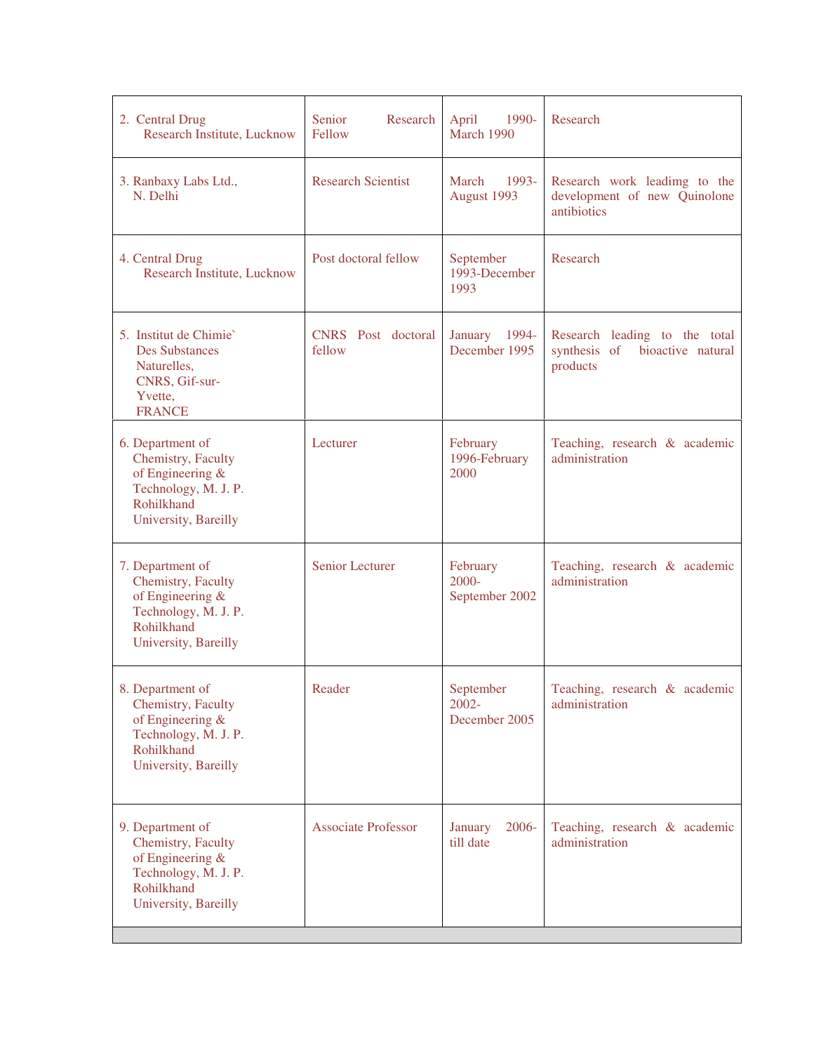| | | | |
|---|---|---|---|
| 2. Central Drug Research Institute, Lucknow | Senior Research Fellow | April 1990- March 1990 | Research |
| 3. Ranbaxy Labs Ltd., N. Delhi | Research Scientist | March 1993- August 1993 | Research work leadimg to the development of new Quinolone antibiotics |
| 4. Central Drug Research Institute, Lucknow | Post doctoral fellow | September 1993-December 1993 | Research |
| 5. Institut de Chimie` Des Substances Naturelles, CNRS, Gif-sur-Yvette, FRANCE | CNRS Post doctoral fellow | January 1994- December 1995 | Research leading to the total synthesis of bioactive natural products |
| 6. Department of Chemistry, Faculty of Engineering & Technology, M. J. P. Rohilkhand University, Bareilly | Lecturer | February 1996-February 2000 | Teaching, research & academic administration |
| 7. Department of Chemistry, Faculty of Engineering & Technology, M. J. P. Rohilkhand University, Bareilly | Senior Lecturer | February 2000- September 2002 | Teaching, research & academic administration |
| 8. Department of Chemistry, Faculty of Engineering & Technology, M. J. P. Rohilkhand University, Bareilly | Reader | September 2002- December 2005 | Teaching, research & academic administration |
| 9. Department of Chemistry, Faculty of Engineering & Technology, M. J. P. Rohilkhand University, Bareilly | Associate Professor | January 2006- till date | Teaching, research & academic administration |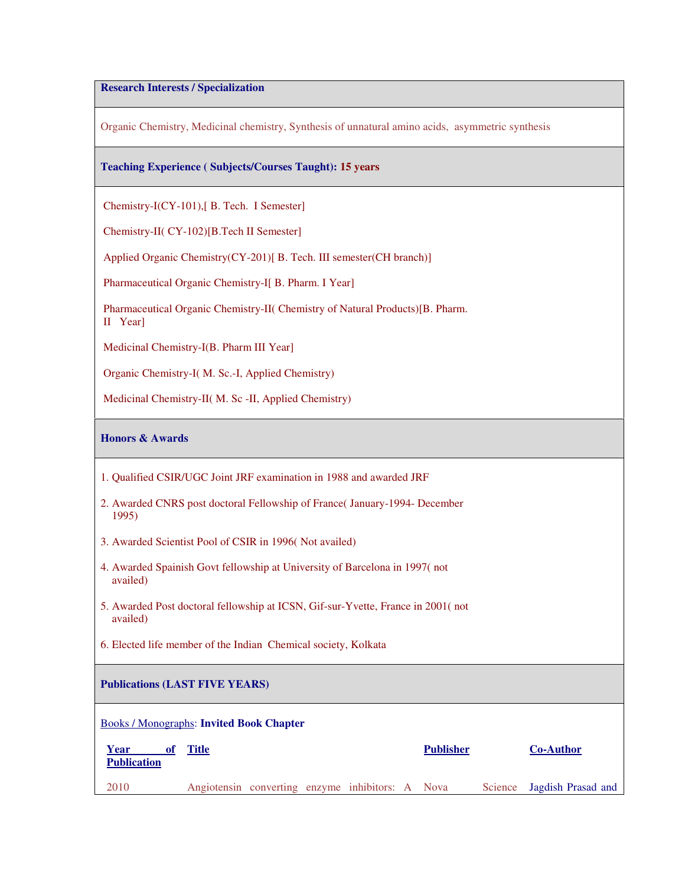## Research Interests / Specialization

Organic Chemistry, Medicinal chemistry, Synthesis of unnatural amino acids, asymmetric synthesis

## Teaching Experience ( Subjects/Courses Taught): 15 years

Chemistry-I(CY-101),[ B. Tech. I Semester]

Chemistry-II( CY-102)[B.Tech II Semester]

Applied Organic Chemistry(CY-201)[ B. Tech. III semester(CH branch)]

Pharmaceutical Organic Chemistry-I[ B. Pharm. I Year]

Pharmaceutical Organic Chemistry-II( Chemistry of Natural Products)[B. Pharm. II Year]

Medicinal Chemistry-I(B. Pharm III Year]

Organic Chemistry-I( M. Sc.-I, Applied Chemistry)

Medicinal Chemistry-II( M. Sc -II, Applied Chemistry)

## Honors & Awards

1. Qualified CSIR/UGC Joint JRF examination in 1988 and awarded JRF
2. Awarded CNRS post doctoral Fellowship of France( January-1994- December 1995)
3. Awarded Scientist Pool of CSIR in 1996( Not availed)
4. Awarded Spainish Govt fellowship at University of Barcelona in 1997( not availed)
5. Awarded Post doctoral fellowship at ICSN, Gif-sur-Yvette, France in 2001( not availed)
6. Elected life member of the Indian Chemical society, Kolkata

## Publications (LAST FIVE YEARS)

Books / Monographs: **Invited Book Chapter**

| Year of Publication | Title | Publisher | Co-Author |
|---|---|---|---|
| 2010 | Angiotensin converting enzyme inhibitors: A | Nova Science | Jagdish Prasad and |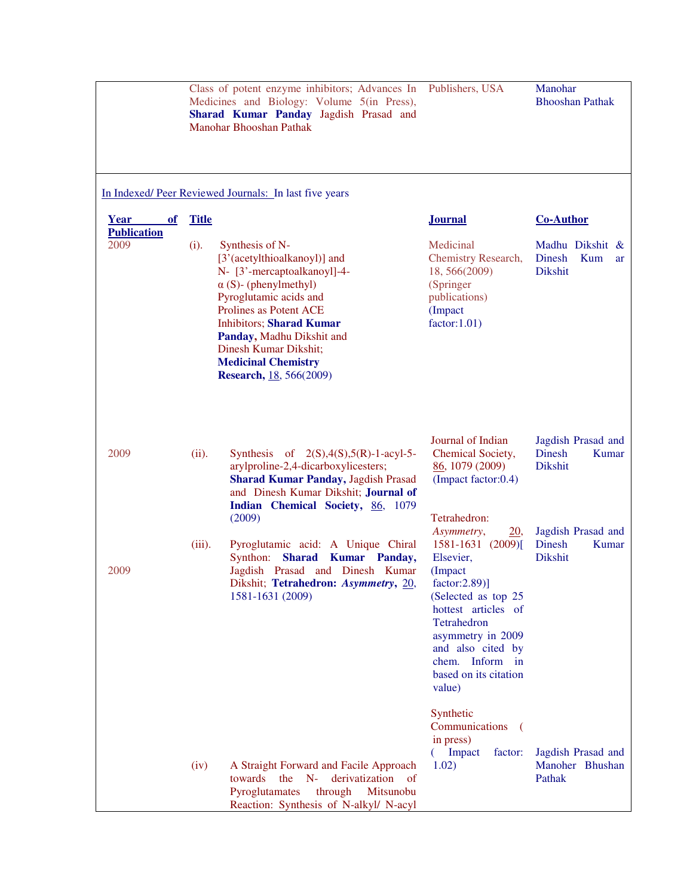| | | | |
|---|---|---|---|
| | Class of potent enzyme inhibitors; Advances In Medicines and Biology: Volume 5(in Press), **Sharad Kumar Panday** Jagdish Prasad and Manohar Bhooshan Pathak | Publishers, USA | Manohar Bhooshan Pathak |

In Indexed/ Peer Reviewed Journals: In last five years

| Year of Publication | Title | Journal | Co-Author |
|---|---|---|---|
| 2009 | (i). Synthesis of N-[3'(acetylthioalkanoyl)] and N- [3'-mercaptoalkanoyl]-4-α (S)- (phenylmethyl) Pyroglutamic acids and Prolines as Potent ACE Inhibitors; **Sharad Kumar Panday,** Madhu Dikshit and Dinesh Kumar Dikshit; **Medicinal Chemistry Research,** 18, 566(2009) | Medicinal Chemistry Research, 18, 566(2009) (Springer publications) (Impact factor:1.01) | Madhu Dikshit & Dinesh Kumar Dikshit |
| 2009 | (ii). Synthesis of 2(S),4(S),5(R)-1-acyl-5-arylproline-2,4-dicarboxylicesters; **Sharad Kumar Panday,** Jagdish Prasad and Dinesh Kumar Dikshit; **Journal of Indian Chemical Society,** 86, 1079 (2009) | Journal of Indian Chemical Society, 86, 1079 (2009) (Impact factor:0.4) | Jagdish Prasad and Dinesh Kumar Dikshit |
| 2009 | (iii). Pyroglutamic acid: A Unique Chiral Synthon: **Sharad Kumar Panday,** Jagdish Prasad and Dinesh Kumar Dikshit; **Tetrahedron: *Asymmetry*,** 20, 1581-1631 (2009) | Tetrahedron: *Asymmetry*, 20, 1581-1631 (2009)[ Elsevier, (Impact factor:2.89)] (Selected as top 25 hottest articles of Tetrahedron asymmetry in 2009 and also cited by chem. Inform in based on its citation value) | Jagdish Prasad and Dinesh Kumar Dikshit |
| | (iv) A Straight Forward and Facile Approach towards the N- derivatization of Pyroglutamates through Mitsunobu Reaction: Synthesis of N-alkyl/ N-acyl | Synthetic Communications ( in press) ( Impact factor: 1.02) | Jagdish Prasad and Manoher Bhushan Pathak |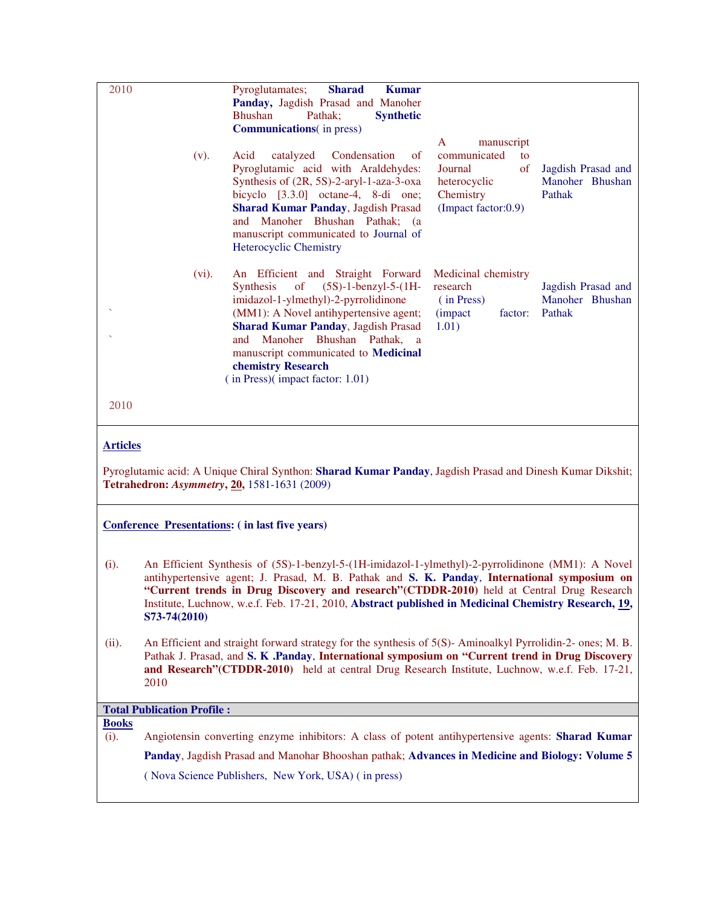| | | | | |
|---|---|---|---|---|
| 2010 | | Pyroglutamates; **Sharad Kumar Panday,** Jagdish Prasad and Manoher Bhushan Pathak; **Synthetic Communications**( in press) | | |
| | (v). | Acid catalyzed Condensation of Pyroglutamic acid with Araldehydes: Synthesis of (2R, 5S)-2-aryl-1-aza-3-oxa bicyclo [3.3.0] octane-4, 8-di one; **Sharad Kumar Panday**, Jagdish Prasad and Manoher Bhushan Pathak; (a manuscript communicated to Journal of Heterocyclic Chemistry | A manuscript communicated to Journal of heterocyclic Chemistry (Impact factor:0.9) | Jagdish Prasad and Manoher Bhushan Pathak |
| ` ` | (vi). | An Efficient and Straight Forward Synthesis of (5S)-1-benzyl-5-(1H-imidazol-1-ylmethyl)-2-pyrrolidinone (MM1): A Novel antihypertensive agent; **Sharad Kumar Panday**, Jagdish Prasad and Manoher Bhushan Pathak, a manuscript communicated to **Medicinal chemistry Research** ( in Press)( impact factor: 1.01) | Medicinal chemistry research ( in Press) (impact factor: 1.01) | Jagdish Prasad and Manoher Bhushan Pathak |
| 2010 | | | | |

**Articles**

Pyroglutamic acid: A Unique Chiral Synthon: **Sharad Kumar Panday**, Jagdish Prasad and Dinesh Kumar Dikshit; **Tetrahedron:** ***Asymmetry*****, 20,** 1581-1631 (2009)

**Conference Presentations: ( in last five years)**

(i). An Efficient Synthesis of (5S)-1-benzyl-5-(1H-imidazol-1-ylmethyl)-2-pyrrolidinone (MM1): A Novel antihypertensive agent; J. Prasad, M. B. Pathak and **S. K. Panday**, **International symposium on "Current trends in Drug Discovery and research"(CTDDR-2010)** held at Central Drug Research Institute, Luchnow, w.e.f. Feb. 17-21, 2010, **Abstract published in Medicinal Chemistry Research, 19, S73-74(2010)**

(ii). An Efficient and straight forward strategy for the synthesis of 5(S)- Aminoalkyl Pyrrolidin-2- ones; M. B. Pathak J. Prasad, and **S. K .Panday**, **International symposium on "Current trend in Drug Discovery and Research"(CTDDR-2010)** held at central Drug Research Institute, Luchnow, w.e.f. Feb. 17-21, 2010

**Total Publication Profile :**

**Books**

(i). Angiotensin converting enzyme inhibitors: A class of potent antihypertensive agents: **Sharad Kumar Panday**, Jagdish Prasad and Manohar Bhooshan pathak; **Advances in Medicine and Biology: Volume 5** ( Nova Science Publishers, New York, USA) ( in press)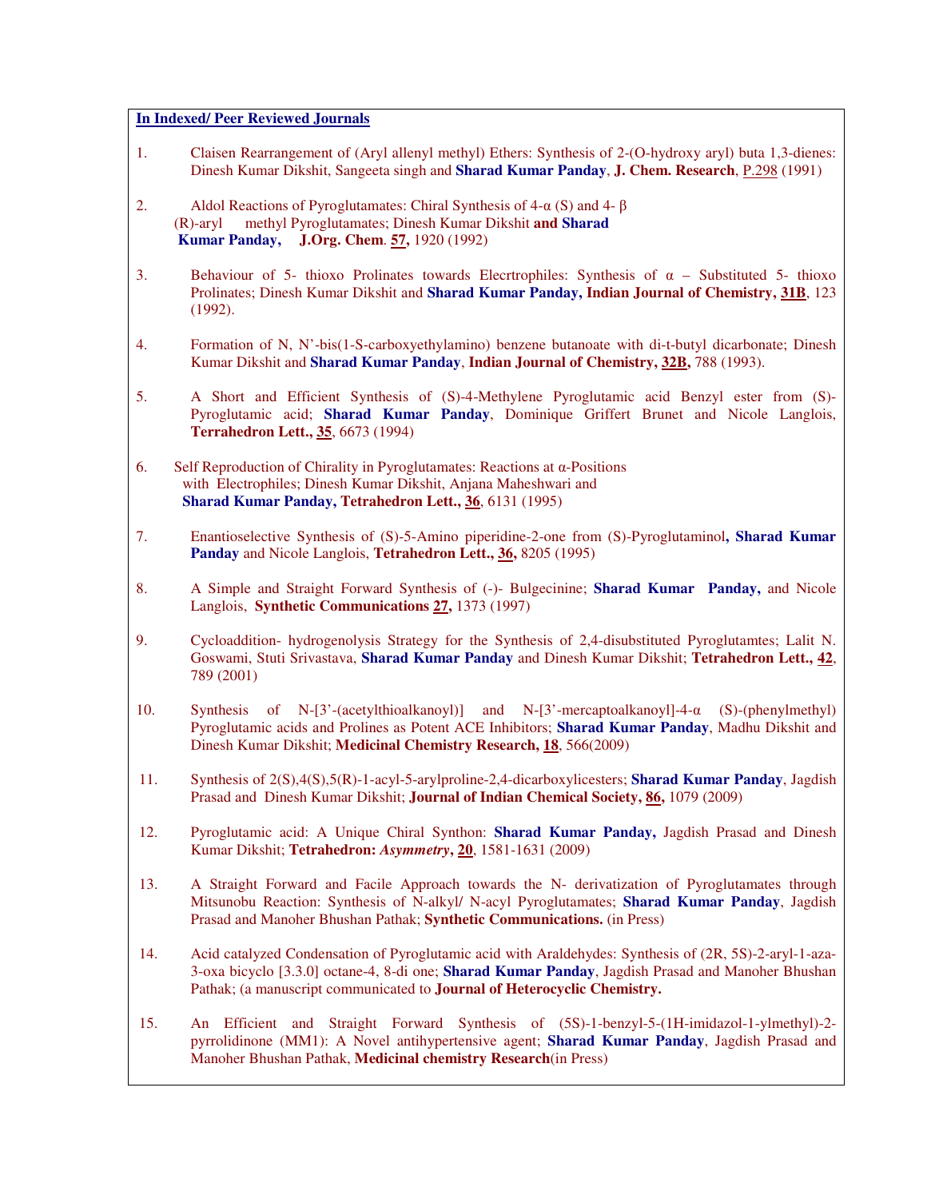**In Indexed/ Peer Reviewed Journals**

1. Claisen Rearrangement of (Aryl allenyl methyl) Ethers: Synthesis of 2-(O-hydroxy aryl) buta 1,3-dienes: Dinesh Kumar Dikshit, Sangeeta singh and **Sharad Kumar Panday**, **J. Chem. Research**, P.298 (1991)

2. Aldol Reactions of Pyroglutamates: Chiral Synthesis of 4-α (S) and 4- β (R)-aryl methyl Pyroglutamates; Dinesh Kumar Dikshit **and Sharad Kumar Panday, J.Org. Chem**. **57,** 1920 (1992)

3. Behaviour of 5- thioxo Prolinates towards Elecrtrophiles: Synthesis of α – Substituted 5- thioxo Prolinates; Dinesh Kumar Dikshit and **Sharad Kumar Panday, Indian Journal of Chemistry, 31B**, 123 (1992).

4. Formation of N, N'-bis(1-S-carboxyethylamino) benzene butanoate with di-t-butyl dicarbonate; Dinesh Kumar Dikshit and **Sharad Kumar Panday**, **Indian Journal of Chemistry, 32B,** 788 (1993).

5. A Short and Efficient Synthesis of (S)-4-Methylene Pyroglutamic acid Benzyl ester from (S)-Pyroglutamic acid; **Sharad Kumar Panday**, Dominique Griffert Brunet and Nicole Langlois, **Terrahedron Lett., 35**, 6673 (1994)

6. Self Reproduction of Chirality in Pyroglutamates: Reactions at α-Positions with Electrophiles; Dinesh Kumar Dikshit, Anjana Maheshwari and **Sharad Kumar Panday, Tetrahedron Lett., 36**, 6131 (1995)

7. Enantioselective Synthesis of (S)-5-Amino piperidine-2-one from (S)-Pyroglutaminol**, Sharad Kumar Panday** and Nicole Langlois, **Tetrahedron Lett., 36,** 8205 (1995)

8. A Simple and Straight Forward Synthesis of (-)- Bulgecinine; **Sharad Kumar Panday,** and Nicole Langlois, **Synthetic Communications 27,** 1373 (1997)

9. Cycloaddition- hydrogenolysis Strategy for the Synthesis of 2,4-disubstituted Pyroglutamtes; Lalit N. Goswami, Stuti Srivastava, **Sharad Kumar Panday** and Dinesh Kumar Dikshit; **Tetrahedron Lett., 42**, 789 (2001)

10. Synthesis of N-[3'-(acetylthioalkanoyl)] and N-[3'-mercaptoalkanoyl]-4-α (S)-(phenylmethyl) Pyroglutamic acids and Prolines as Potent ACE Inhibitors; **Sharad Kumar Panday**, Madhu Dikshit and Dinesh Kumar Dikshit; **Medicinal Chemistry Research, 18**, 566(2009)

11. Synthesis of 2(S),4(S),5(R)-1-acyl-5-arylproline-2,4-dicarboxylicesters; **Sharad Kumar Panday**, Jagdish Prasad and Dinesh Kumar Dikshit; **Journal of Indian Chemical Society, 86,** 1079 (2009)

12. Pyroglutamic acid: A Unique Chiral Synthon: **Sharad Kumar Panday,** Jagdish Prasad and Dinesh Kumar Dikshit; **Tetrahedron:** ***Asymmetry*****, 20**, 1581-1631 (2009)

13. A Straight Forward and Facile Approach towards the N- derivatization of Pyroglutamates through Mitsunobu Reaction: Synthesis of N-alkyl/ N-acyl Pyroglutamates; **Sharad Kumar Panday**, Jagdish Prasad and Manoher Bhushan Pathak; **Synthetic Communications.** (in Press)

14. Acid catalyzed Condensation of Pyroglutamic acid with Araldehydes: Synthesis of (2R, 5S)-2-aryl-1-aza-3-oxa bicyclo [3.3.0] octane-4, 8-di one; **Sharad Kumar Panday**, Jagdish Prasad and Manoher Bhushan Pathak; (a manuscript communicated to **Journal of Heterocyclic Chemistry.**

15. An Efficient and Straight Forward Synthesis of (5S)-1-benzyl-5-(1H-imidazol-1-ylmethyl)-2-pyrrolidinone (MM1): A Novel antihypertensive agent; **Sharad Kumar Panday**, Jagdish Prasad and Manoher Bhushan Pathak, **Medicinal chemistry Research**(in Press)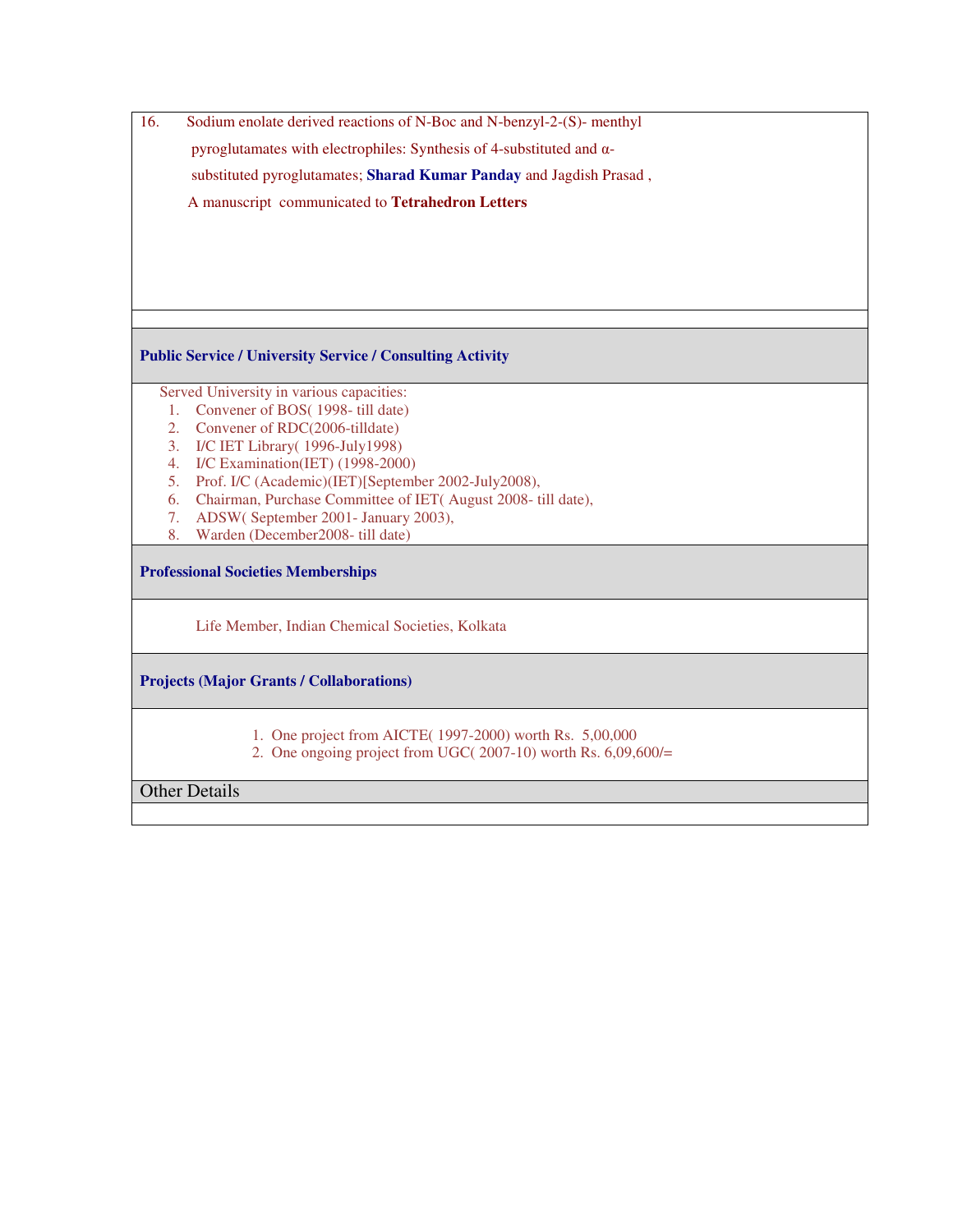16. Sodium enolate derived reactions of N-Boc and N-benzyl-2-(S)- menthyl pyroglutamates with electrophiles: Synthesis of 4-substituted and α-substituted pyroglutamates; **Sharad Kumar Panday** and Jagdish Prasad , A manuscript communicated to **Tetrahedron Letters**

## Public Service / University Service / Consulting Activity

Served University in various capacities:

1. Convener of BOS( 1998- till date)
2. Convener of RDC(2006-tilldate)
3. I/C IET Library( 1996-July1998)
4. I/C Examination(IET) (1998-2000)
5. Prof. I/C (Academic)(IET)[September 2002-July2008),
6. Chairman, Purchase Committee of IET( August 2008- till date),
7. ADSW( September 2001- January 2003),
8. Warden (December2008- till date)

## Professional Societies Memberships

Life Member, Indian Chemical Societies, Kolkata

## Projects (Major Grants / Collaborations)

1. One project from AICTE( 1997-2000) worth Rs. 5,00,000
2. One ongoing project from UGC( 2007-10) worth Rs. 6,09,600/=

## Other Details